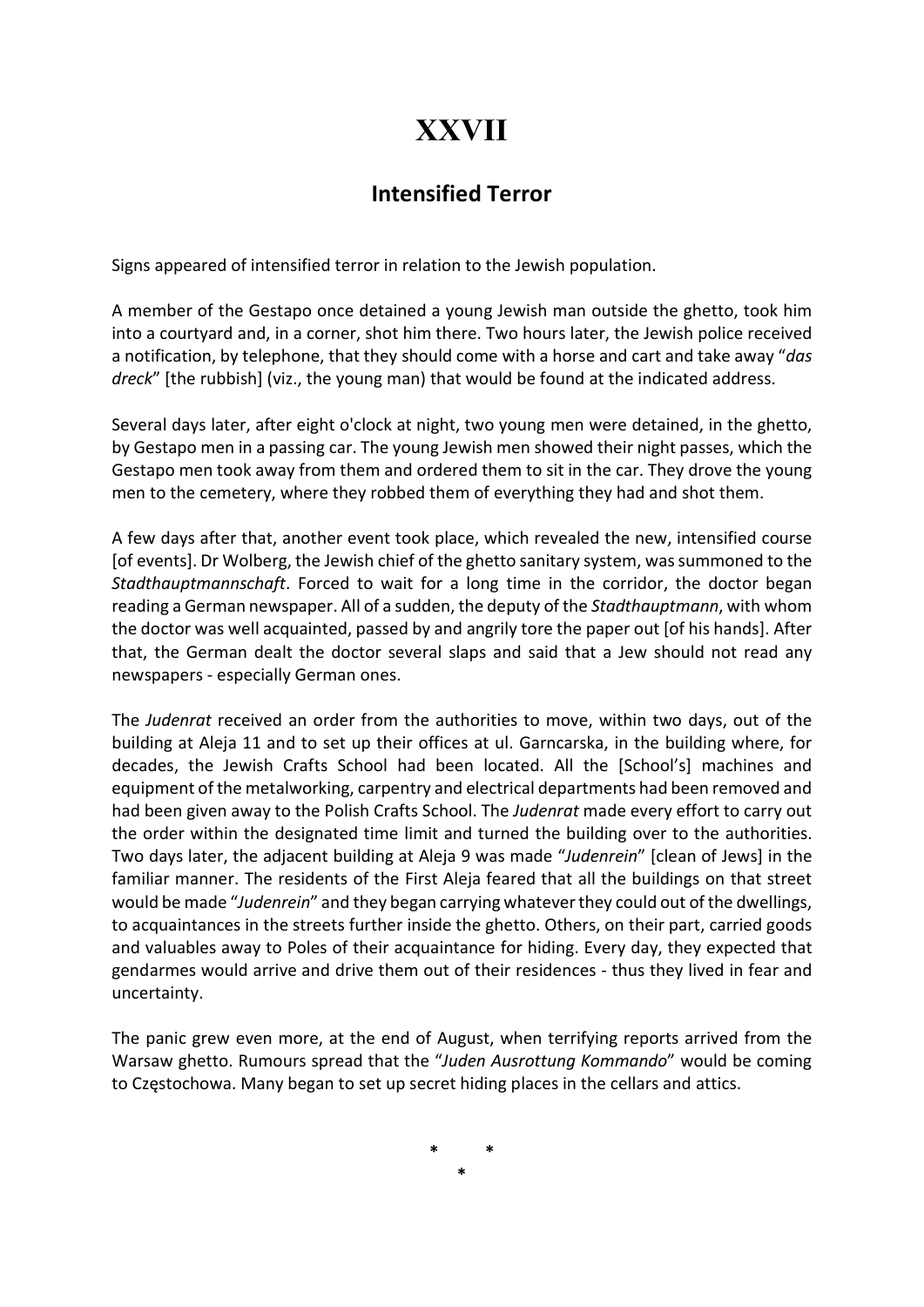# XXVII

## Intensified Terror

Signs appeared of intensified terror in relation to the Jewish population.

A member of the Gestapo once detained a young Jewish man outside the ghetto, took him into a courtyard and, in a corner, shot him there. Two hours later, the Jewish police received a notification, by telephone, that they should come with a horse and cart and take away "*das dreck*" [the rubbish] (viz., the young man) that would be found at the indicated address.

Several days later, after eight o'clock at night, two young men were detained, in the ghetto, by Gestapo men in a passing car. The young Jewish men showed their night passes, which the Gestapo men took away from them and ordered them to sit in the car. They drove the young men to the cemetery, where they robbed them of everything they had and shot them.

A few days after that, another event took place, which revealed the new, intensified course [of events]. Dr Wolberg, the Jewish chief of the ghetto sanitary system, was summoned to the *Stadthauptmannschaft*. Forced to wait for a long time in the corridor, the doctor began reading a German newspaper. All of a sudden, the deputy of the *Stadthauptmann*, with whom the doctor was well acquainted, passed by and angrily tore the paper out [of his hands]. After that, the German dealt the doctor several slaps and said that a Jew should not read any newspapers - especially German ones.

The *Judenrat* received an order from the authorities to move, within two days, out of the building at Aleja 11 and to set up their offices at ul. Garncarska, in the building where, for decades, the Jewish Crafts School had been located. All the [School's] machines and equipment of the metalworking, carpentry and electrical departments had been removed and had been given away to the Polish Crafts School. The *Judenrat* made every effort to carry out the order within the designated time limit and turned the building over to the authorities. Two days later, the adjacent building at Aleja 9 was made "*Judenrein*" [clean of Jews] in the familiar manner. The residents of the First Aleja feared that all the buildings on that street would be made "*Judenrein*" and they began carrying whatever they could out of the dwellings, to acquaintances in the streets further inside the ghetto. Others, on their part, carried goods and valuables away to Poles of their acquaintance for hiding. Every day, they expected that gendarmes would arrive and drive them out of their residences - thus they lived in fear and uncertainty.

The panic grew even more, at the end of August, when terrifying reports arrived from the Warsaw ghetto. Rumours spread that the "*Juden Ausrottung Kommando*" would be coming to Częstochowa. Many began to set up secret hiding places in the cellars and attics.

\* \* \*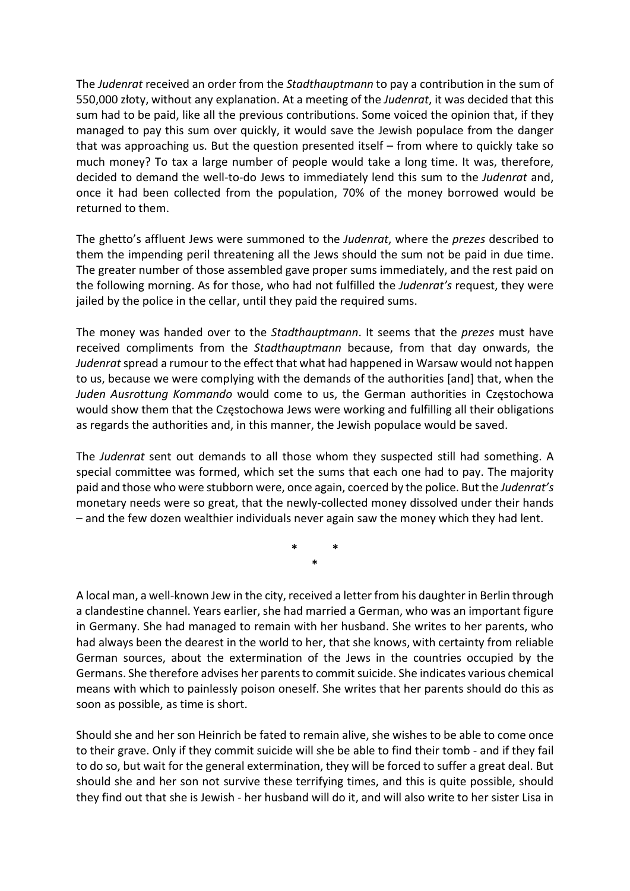The *Judenrat* received an order from the *Stadthauptmann* to pay a contribution in the sum of 550,000 złoty, without any explanation. At a meeting of the *Judenrat*, it was decided that this sum had to be paid, like all the previous contributions. Some voiced the opinion that, if they managed to pay this sum over quickly, it would save the Jewish populace from the danger that was approaching us. But the question presented itself – from where to quickly take so much money? To tax a large number of people would take a long time. It was, therefore, decided to demand the well-to-do Jews to immediately lend this sum to the *Judenrat* and, once it had been collected from the population, 70% of the money borrowed would be returned to them.

The ghetto's affluent Jews were summoned to the *Judenrat*, where the *prezes* described to them the impending peril threatening all the Jews should the sum not be paid in due time. The greater number of those assembled gave proper sums immediately, and the rest paid on the following morning. As for those, who had not fulfilled the *Judenrat's* request, they were jailed by the police in the cellar, until they paid the required sums.

The money was handed over to the *Stadthauptmann*. It seems that the *prezes* must have received compliments from the *Stadthauptmann* because, from that day onwards, the *Judenrat* spread a rumour to the effect that what had happened in Warsaw would not happen to us, because we were complying with the demands of the authorities [and] that, when the *Juden Ausrottung Kommando* would come to us, the German authorities in Częstochowa would show them that the Częstochowa Jews were working and fulfilling all their obligations as regards the authorities and, in this manner, the Jewish populace would be saved.

The *Judenrat* sent out demands to all those whom they suspected still had something. A special committee was formed, which set the sums that each one had to pay. The majority paid and those who were stubborn were, once again, coerced by the police. But the *Judenrat's* monetary needs were so great, that the newly-collected money dissolved under their hands – and the few dozen wealthier individuals never again saw the money which they had lent.

\* \* \*

A local man, a well-known Jew in the city, received a letter from his daughter in Berlin through a clandestine channel. Years earlier, she had married a German, who was an important figure in Germany. She had managed to remain with her husband. She writes to her parents, who had always been the dearest in the world to her, that she knows, with certainty from reliable German sources, about the extermination of the Jews in the countries occupied by the Germans. She therefore advises her parents to commit suicide. She indicates various chemical means with which to painlessly poison oneself. She writes that her parents should do this as soon as possible, as time is short.

Should she and her son Heinrich be fated to remain alive, she wishes to be able to come once to their grave. Only if they commit suicide will she be able to find their tomb - and if they fail to do so, but wait for the general extermination, they will be forced to suffer a great deal. But should she and her son not survive these terrifying times, and this is quite possible, should they find out that she is Jewish - her husband will do it, and will also write to her sister Lisa in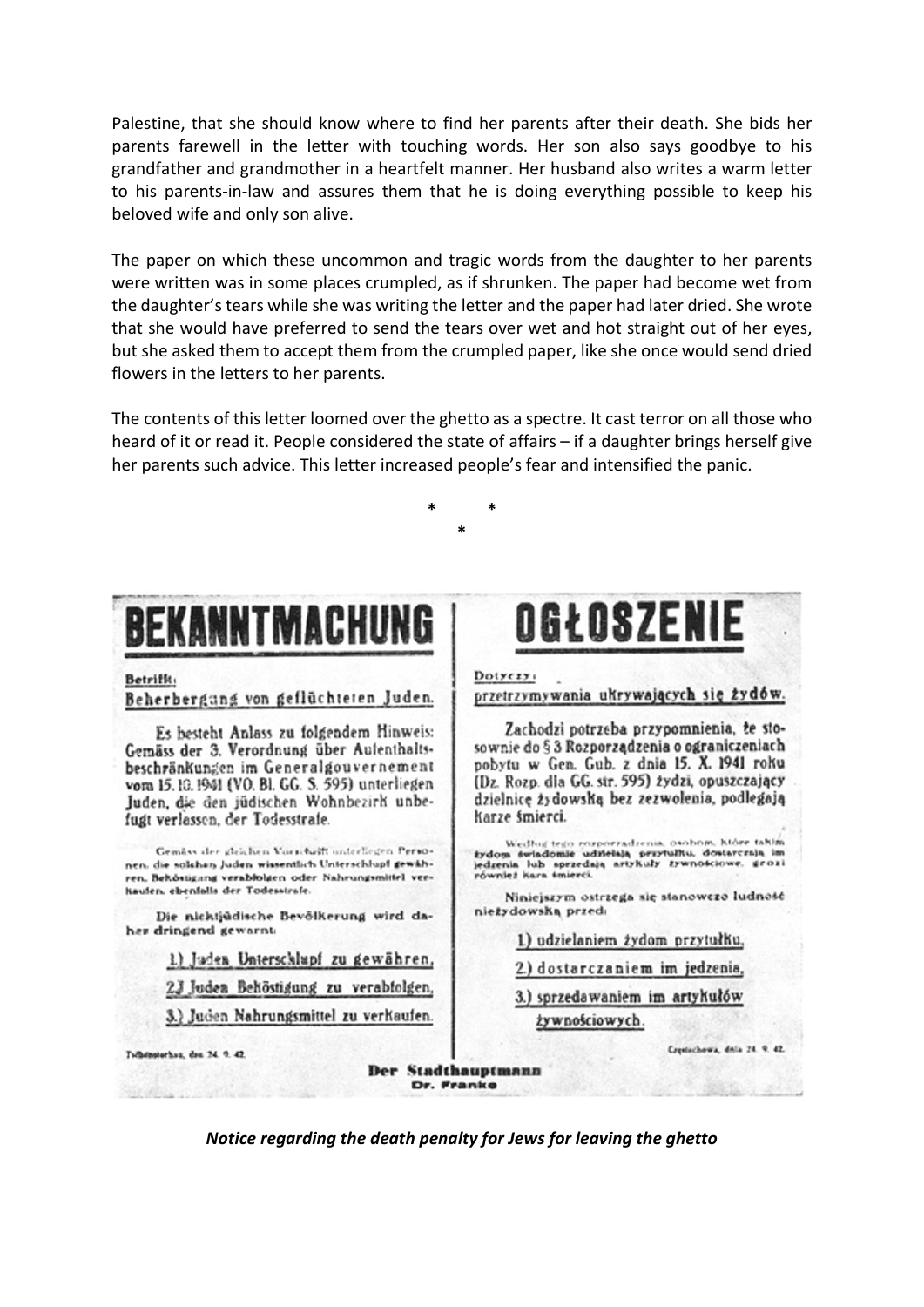Palestine, that she should know where to find her parents after their death. She bids her parents farewell in the letter with touching words. Her son also says goodbye to his grandfather and grandmother in a heartfelt manner. Her husband also writes a warm letter to his parents-in-law and assures them that he is doing everything possible to keep his beloved wife and only son alive.

The paper on which these uncommon and tragic words from the daughter to her parents were written was in some places crumpled, as if shrunken. The paper had become wet from the daughter's tears while she was writing the letter and the paper had later dried. She wrote that she would have preferred to send the tears over wet and hot straight out of her eyes, but she asked them to accept them from the crumpled paper, like she once would send dried flowers in the letters to her parents.

The contents of this letter loomed over the ghetto as a spectre. It cast terror on all those who heard of it or read it. People considered the state of affairs – if a daughter brings herself give her parents such advice. This letter increased people's fear and intensified the panic.

\* \* \*

# BEKANNTMACHUNG

Betrifft:
Beherbergung von geflüchteten Juden.

Es besteht Anlass zu folgendem Hinweis: Gemäss der 3. Verordnung über Aufenthaltsbeschränkungen im Generalgouvernement vom 15. 10. 1941 (VO. Bl. GG. S. 595) unterliegen Juden, die den jüdischen Wohnbezirk unbefugt verlassen, der Todesstrafe.

Gemäss der gleichen Vorschrift unterliegen Personen, die solchen Juden wissentlich Unterschlupf gewähren, Beköstigung verabfolgen oder Nahrungsmittel verkaufen, ebenfalls der Todesstrafe.

Die nichtjüdische Bevölkerung wird daher dringend gewarnt:

1.) Juden Unterschlupf zu gewähren,

2.) Juden Beköstigung zu verabfolgen,

3.) Juden Nahrungsmittel zu verkaufen.

Tschenstochau, den 24. 9. 42.

# OGŁOSZENIE

Dotyczy:
przetrzymywania ukrywających się żydów.

Zachodzi potrzeba przypomnienia, że stosownie do § 3 Rozporządzenia o ograniczeniach pobytu w Gen. Gub. z dnia 15. X. 1941 roku (Dz. Rozp. dla GG. str. 595) żydzi, opuszczający dzielnicę żydowską bez zezwolenia, podlegają karze śmierci.

Według tego rozporządzenia, osobom, które takim żydom świadomie udzielają przytułku, dostarczają im jedzenia lub sprzedają artykuły żywnościowe, grozi również kara śmierci.

Niniejszym ostrzega się stanowczo ludność nieżydowską przed:

1.) udzielaniem żydom przytułku,

2.) dostarczaniem im jedzenia,

3.) sprzedawaniem im artykułów żywnościowych.

Częstochowa, dnia 24. 9. 42.

**Der Stadthauptmann**
**Dr. Franke**

***Notice regarding the death penalty for Jews for leaving the ghetto***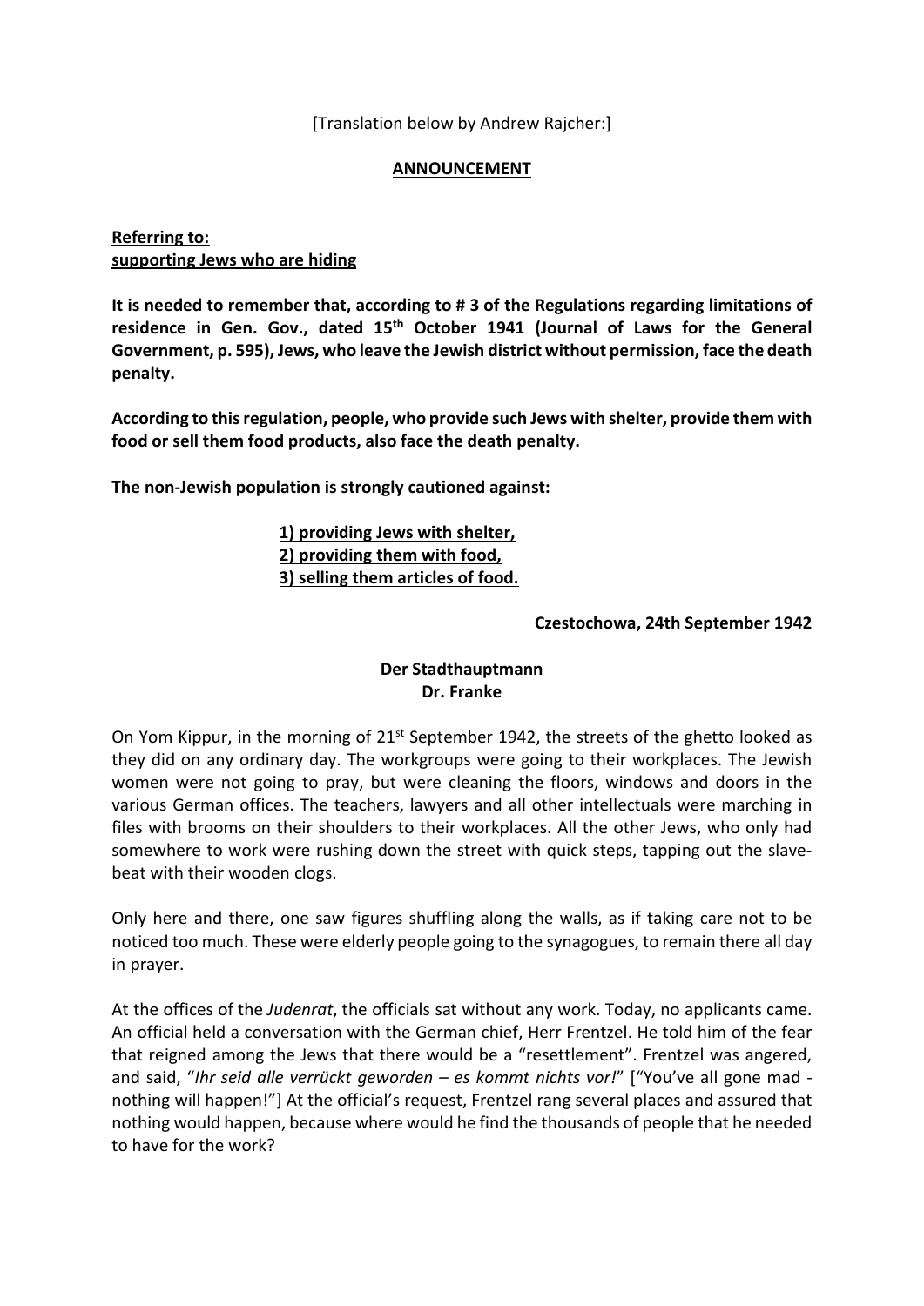[Translation below by Andrew Rajcher:]

**ANNOUNCEMENT**

**Referring to:**
**supporting Jews who are hiding**

**It is needed to remember that, according to # 3 of the Regulations regarding limitations of residence in Gen. Gov., dated 15th October 1941 (Journal of Laws for the General Government, p. 595), Jews, who leave the Jewish district without permission, face the death penalty.**

**According to this regulation, people, who provide such Jews with shelter, provide them with food or sell them food products, also face the death penalty.**

**The non-Jewish population is strongly cautioned against:**

**1) providing Jews with shelter,**
**2) providing them with food,**
**3) selling them articles of food.**

**Czestochowa, 24th September 1942**

**Der Stadthauptmann**
**Dr. Franke**

On Yom Kippur, in the morning of 21st September 1942, the streets of the ghetto looked as they did on any ordinary day. The workgroups were going to their workplaces. The Jewish women were not going to pray, but were cleaning the floors, windows and doors in the various German offices. The teachers, lawyers and all other intellectuals were marching in files with brooms on their shoulders to their workplaces. All the other Jews, who only had somewhere to work were rushing down the street with quick steps, tapping out the slave-beat with their wooden clogs.

Only here and there, one saw figures shuffling along the walls, as if taking care not to be noticed too much. These were elderly people going to the synagogues, to remain there all day in prayer.

At the offices of the *Judenrat*, the officials sat without any work. Today, no applicants came. An official held a conversation with the German chief, Herr Frentzel. He told him of the fear that reigned among the Jews that there would be a "resettlement". Frentzel was angered, and said, "*Ihr seid alle verrückt geworden – es kommt nichts vor!*" ["You've all gone mad - nothing will happen!"] At the official's request, Frentzel rang several places and assured that nothing would happen, because where would he find the thousands of people that he needed to have for the work?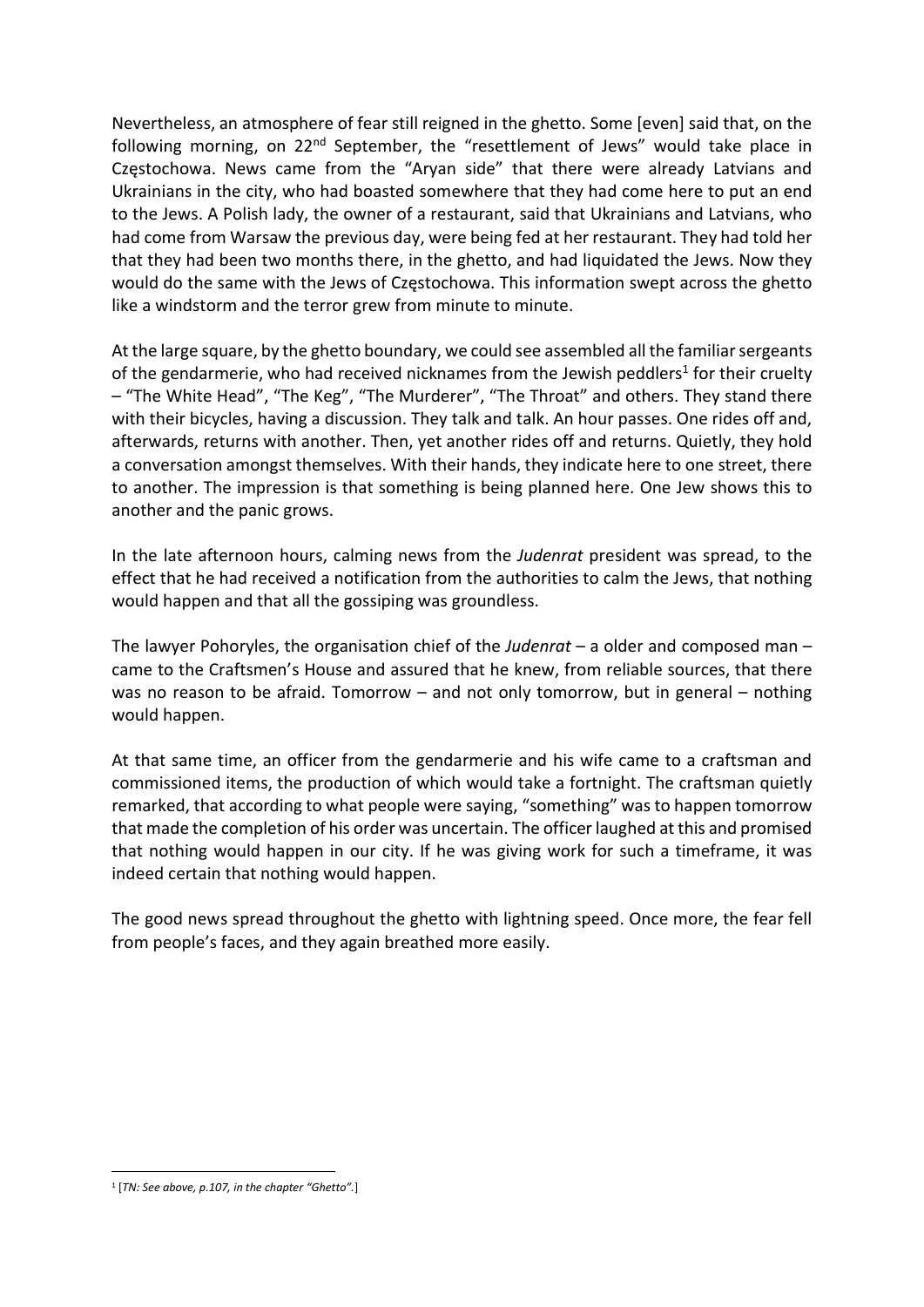Nevertheless, an atmosphere of fear still reigned in the ghetto. Some [even] said that, on the following morning, on 22nd September, the "resettlement of Jews" would take place in Częstochowa. News came from the "Aryan side" that there were already Latvians and Ukrainians in the city, who had boasted somewhere that they had come here to put an end to the Jews. A Polish lady, the owner of a restaurant, said that Ukrainians and Latvians, who had come from Warsaw the previous day, were being fed at her restaurant. They had told her that they had been two months there, in the ghetto, and had liquidated the Jews. Now they would do the same with the Jews of Częstochowa. This information swept across the ghetto like a windstorm and the terror grew from minute to minute.

At the large square, by the ghetto boundary, we could see assembled all the familiar sergeants of the gendarmerie, who had received nicknames from the Jewish peddlers[1] for their cruelty – "The White Head", "The Keg", "The Murderer", "The Throat" and others. They stand there with their bicycles, having a discussion. They talk and talk. An hour passes. One rides off and, afterwards, returns with another. Then, yet another rides off and returns. Quietly, they hold a conversation amongst themselves. With their hands, they indicate here to one street, there to another. The impression is that something is being planned here. One Jew shows this to another and the panic grows.

In the late afternoon hours, calming news from the *Judenrat* president was spread, to the effect that he had received a notification from the authorities to calm the Jews, that nothing would happen and that all the gossiping was groundless.

The lawyer Pohoryles, the organisation chief of the *Judenrat* – a older and composed man – came to the Craftsmen's House and assured that he knew, from reliable sources, that there was no reason to be afraid. Tomorrow – and not only tomorrow, but in general – nothing would happen.

At that same time, an officer from the gendarmerie and his wife came to a craftsman and commissioned items, the production of which would take a fortnight. The craftsman quietly remarked, that according to what people were saying, "something" was to happen tomorrow that made the completion of his order was uncertain. The officer laughed at this and promised that nothing would happen in our city. If he was giving work for such a timeframe, it was indeed certain that nothing would happen.

The good news spread throughout the ghetto with lightning speed. Once more, the fear fell from people's faces, and they again breathed more easily.

---

[1] [*TN: See above, p.107, in the chapter "Ghetto".*]